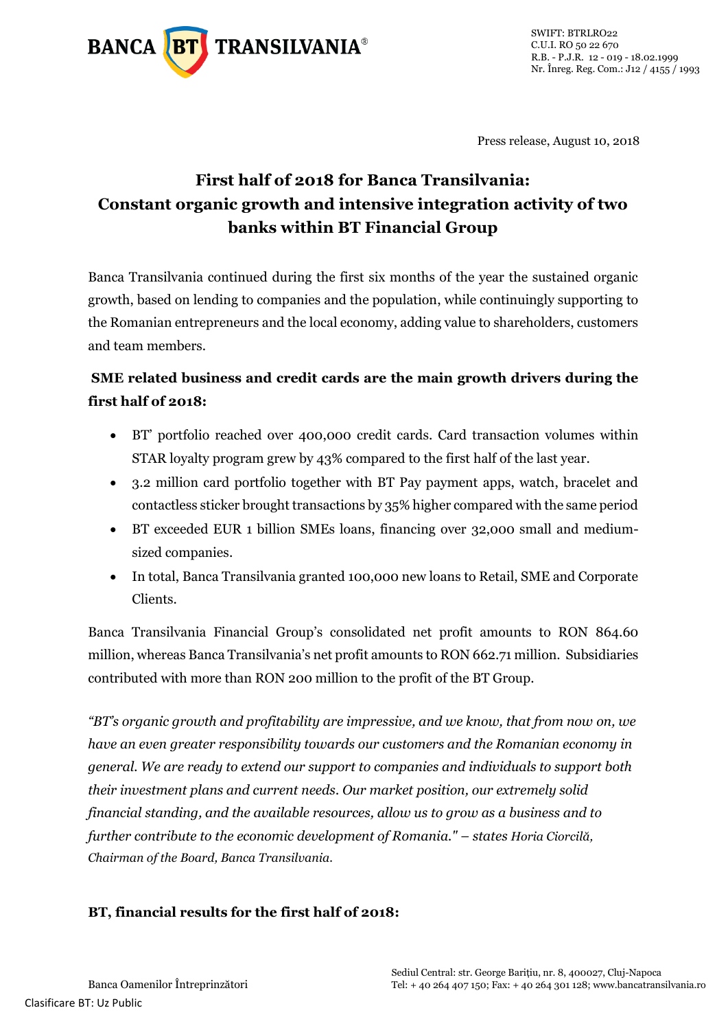Press release, August 10, 2018

# First half of 2018 for Banca Transilvania: Constant organic growth and intensive integration activity of two banks within BT Financial Group

Banca Transilvania continued during the first six months of the year the sustained organic growth, based on lending to companies and the population, while continuingly supporting to the Romanian entrepreneurs and the local economy, adding value to shareholders, customers and team members.

**SME related business and credit cards are the main growth drivers during the first half of 2018:**

- BT' portfolio reached over 400,000 credit cards. Card transaction volumes within STAR loyalty program grew by 43% compared to the first half of the last year.
- 3.2 million card portfolio together with BT Pay payment apps, watch, bracelet and contactless sticker brought transactions by 35% higher compared with the same period
- BT exceeded EUR 1 billion SMEs loans, financing over 32,000 small and medium-sized companies.
- In total, Banca Transilvania granted 100,000 new loans to Retail, SME and Corporate Clients.

Banca Transilvania Financial Group's consolidated net profit amounts to RON 864.60 million, whereas Banca Transilvania's net profit amounts to RON 662.71 million. Subsidiaries contributed with more than RON 200 million to the profit of the BT Group.

*"BT's organic growth and profitability are impressive, and we know, that from now on, we have an even greater responsibility towards our customers and the Romanian economy in general. We are ready to extend our support to companies and individuals to support both their investment plans and current needs. Our market position, our extremely solid financial standing, and the available resources, allow us to grow as a business and to further contribute to the economic development of Romania." – states Horia Ciorcilă, Chairman of the Board, Banca Transilvania.*

**BT, financial results for the first half of 2018:**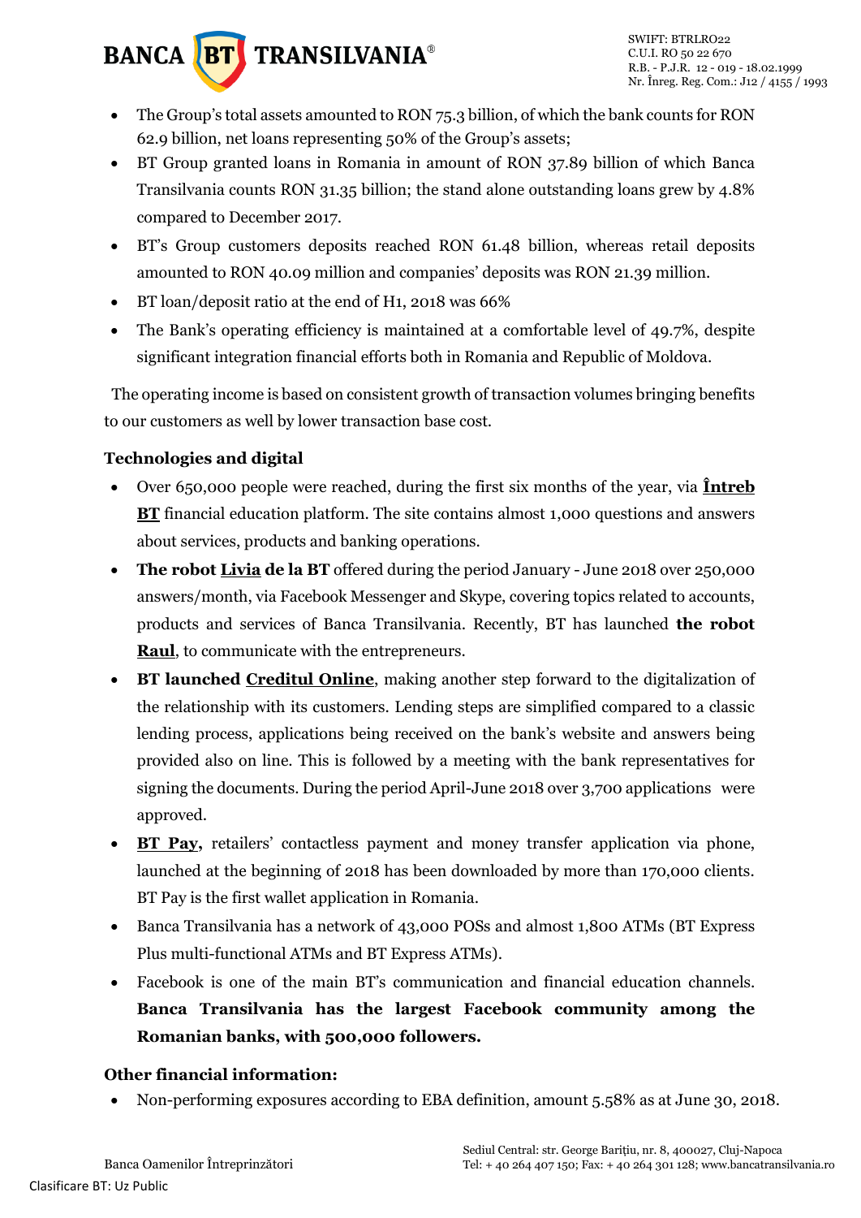- The Group's total assets amounted to RON 75.3 billion, of which the bank counts for RON 62.9 billion, net loans representing 50% of the Group's assets;
- BT Group granted loans in Romania in amount of RON 37.89 billion of which Banca Transilvania counts RON 31.35 billion; the stand alone outstanding loans grew by 4.8% compared to December 2017.
- BT's Group customers deposits reached RON 61.48 billion, whereas retail deposits amounted to RON 40.09 million and companies' deposits was RON 21.39 million.
- BT loan/deposit ratio at the end of H1, 2018 was 66%
- The Bank's operating efficiency is maintained at a comfortable level of 49.7%, despite significant integration financial efforts both in Romania and Republic of Moldova.

The operating income is based on consistent growth of transaction volumes bringing benefits to our customers as well by lower transaction base cost.

**Technologies and digital**

- Over 650,000 people were reached, during the first six months of the year, via **Întreb BT** financial education platform. The site contains almost 1,000 questions and answers about services, products and banking operations.
- **The robot Livia de la BT** offered during the period January - June 2018 over 250,000 answers/month, via Facebook Messenger and Skype, covering topics related to accounts, products and services of Banca Transilvania. Recently, BT has launched **the robot Raul**, to communicate with the entrepreneurs.
- **BT launched Creditul Online**, making another step forward to the digitalization of the relationship with its customers. Lending steps are simplified compared to a classic lending process, applications being received on the bank's website and answers being provided also on line. This is followed by a meeting with the bank representatives for signing the documents. During the period April-June 2018 over 3,700 applications were approved.
- **BT Pay,** retailers' contactless payment and money transfer application via phone, launched at the beginning of 2018 has been downloaded by more than 170,000 clients. BT Pay is the first wallet application in Romania.
- Banca Transilvania has a network of 43,000 POSs and almost 1,800 ATMs (BT Express Plus multi-functional ATMs and BT Express ATMs).
- Facebook is one of the main BT's communication and financial education channels. **Banca Transilvania has the largest Facebook community among the Romanian banks, with 500,000 followers.**

**Other financial information:**

- Non-performing exposures according to EBA definition, amount 5.58% as at June 30, 2018.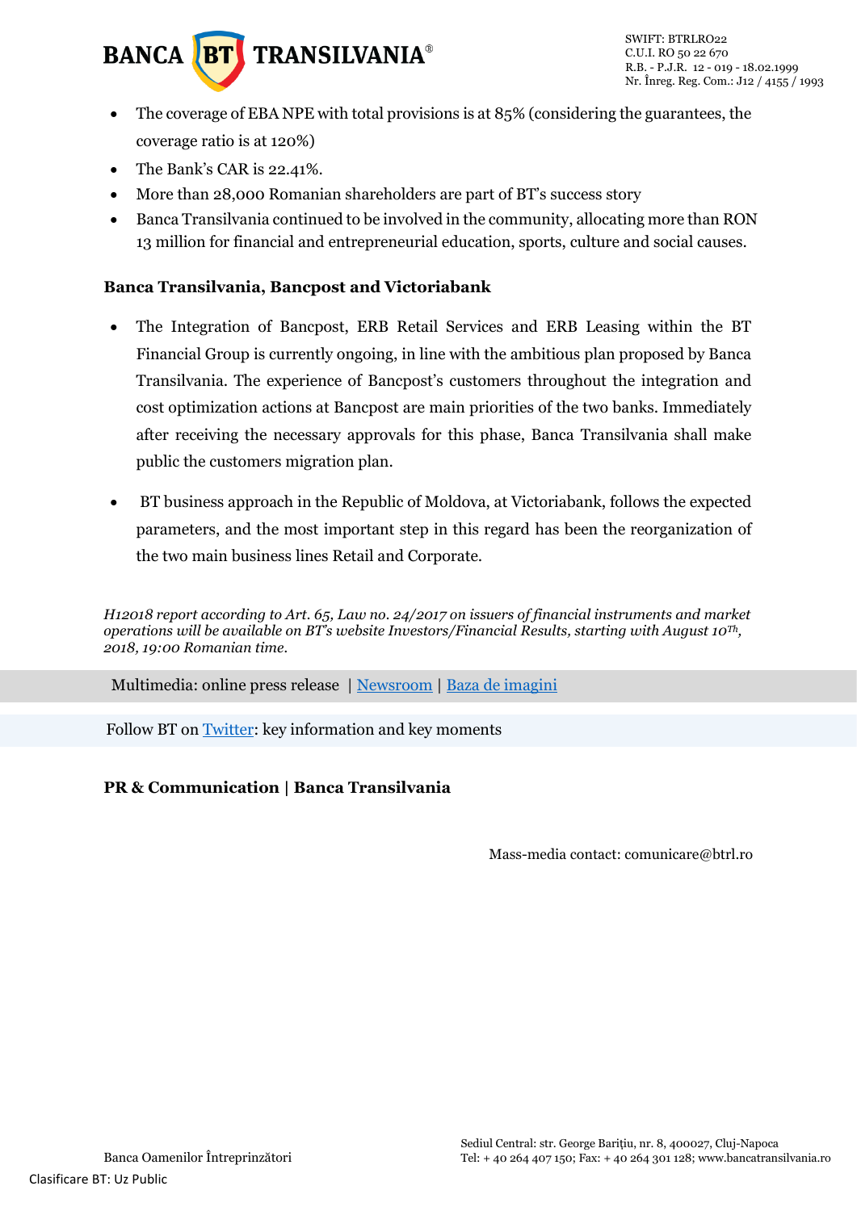- The coverage of EBA NPE with total provisions is at 85% (considering the guarantees, the coverage ratio is at 120%)
- The Bank's CAR is 22.41%.
- More than 28,000 Romanian shareholders are part of BT's success story
- Banca Transilvania continued to be involved in the community, allocating more than RON 13 million for financial and entrepreneurial education, sports, culture and social causes.

**Banca Transilvania, Bancpost and Victoriabank**

- The Integration of Bancpost, ERB Retail Services and ERB Leasing within the BT Financial Group is currently ongoing, in line with the ambitious plan proposed by Banca Transilvania. The experience of Bancpost's customers throughout the integration and cost optimization actions at Bancpost are main priorities of the two banks. Immediately after receiving the necessary approvals for this phase, Banca Transilvania shall make public the customers migration plan.

- BT business approach in the Republic of Moldova, at Victoriabank, follows the expected parameters, and the most important step in this regard has been the reorganization of the two main business lines Retail and Corporate.

*H12018 report according to Art. 65, Law no. 24/2017 on issuers of financial instruments and market operations will be available on BT's website Investors/Financial Results, starting with August 10Th, 2018, 19:00 Romanian time.*

Multimedia: online press release | Newsroom | Baza de imagini

Follow BT on Twitter: key information and key moments

**PR & Communication | Banca Transilvania**

Mass-media contact: comunicare@btrl.ro